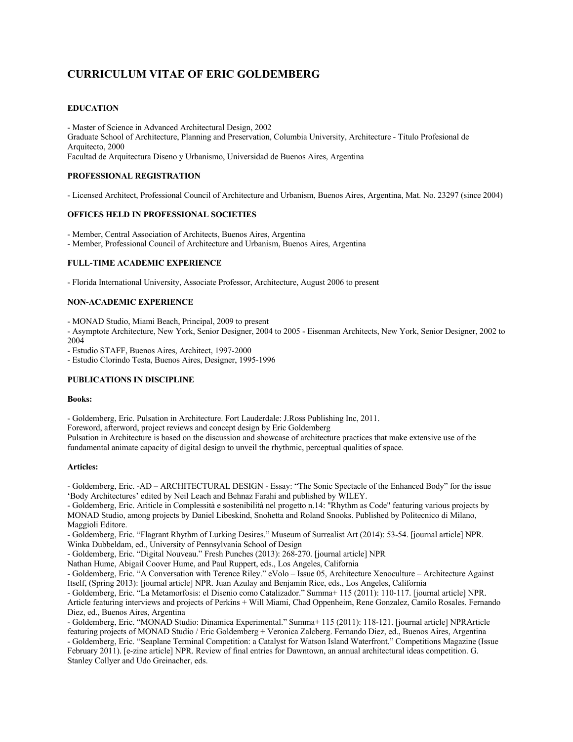# CURRICULUM VITAE OF ERIC GOLDEMBERG

## EDUCATION

- Master of Science in Advanced Architectural Design, 2002
Graduate School of Architecture, Planning and Preservation, Columbia University, Architecture - Titulo Profesional de Arquitecto, 2000
Facultad de Arquitectura Diseno y Urbanismo, Universidad de Buenos Aires, Argentina

## PROFESSIONAL REGISTRATION

- Licensed Architect, Professional Council of Architecture and Urbanism, Buenos Aires, Argentina, Mat. No. 23297 (since 2004)

## OFFICES HELD IN PROFESSIONAL SOCIETIES

- Member, Central Association of Architects, Buenos Aires, Argentina
- Member, Professional Council of Architecture and Urbanism, Buenos Aires, Argentina

## FULL-TIME ACADEMIC EXPERIENCE

- Florida International University, Associate Professor, Architecture, August 2006 to present

## NON-ACADEMIC EXPERIENCE

- MONAD Studio, Miami Beach, Principal, 2009 to present
- Asymptote Architecture, New York, Senior Designer, 2004 to 2005 - Eisenman Architects, New York, Senior Designer, 2002 to 2004
- Estudio STAFF, Buenos Aires, Architect, 1997-2000
- Estudio Clorindo Testa, Buenos Aires, Designer, 1995-1996

## PUBLICATIONS IN DISCIPLINE

### Books:

- Goldemberg, Eric. Pulsation in Architecture. Fort Lauderdale: J.Ross Publishing Inc, 2011.
Foreword, afterword, project reviews and concept design by Eric Goldemberg
Pulsation in Architecture is based on the discussion and showcase of architecture practices that make extensive use of the fundamental animate capacity of digital design to unveil the rhythmic, perceptual qualities of space.

### Articles:

- Goldemberg, Eric. -AD – ARCHITECTURAL DESIGN - Essay: "The Sonic Spectacle of the Enhanced Body" for the issue 'Body Architectures' edited by Neil Leach and Behnaz Farahi and published by WILEY.
- Goldemberg, Eric. Ariticle in Complessità e sostenibilità nel progetto n.14: "Rhythm as Code" featuring various projects by MONAD Studio, among projects by Daniel Libeskind, Snohetta and Roland Snooks. Published by Politecnico di Milano, Maggioli Editore.
- Goldemberg, Eric. "Flagrant Rhythm of Lurking Desires." Museum of Surrealist Art (2014): 53-54. [journal article] NPR. Winka Dubbeldam, ed., University of Pennsylvania School of Design
- Goldemberg, Eric. "Digital Nouveau." Fresh Punches (2013): 268-270. [journal article] NPR
Nathan Hume, Abigail Coover Hume, and Paul Ruppert, eds., Los Angeles, California
- Goldemberg, Eric. "A Conversation with Terence Riley." eVolo – Issue 05, Architecture Xenoculture – Architecture Against Itself, (Spring 2013): [journal article] NPR. Juan Azulay and Benjamin Rice, eds., Los Angeles, California
- Goldemberg, Eric. "La Metamorfosis: el Disenio como Catalizador." Summa+ 115 (2011): 110-117. [journal article] NPR. Article featuring interviews and projects of Perkins + Will Miami, Chad Oppenheim, Rene Gonzalez, Camilo Rosales. Fernando Diez, ed., Buenos Aires, Argentina
- Goldemberg, Eric. "MONAD Studio: Dinamica Experimental." Summa+ 115 (2011): 118-121. [journal article] NPRArticle featuring projects of MONAD Studio / Eric Goldemberg + Veronica Zalcberg. Fernando Diez, ed., Buenos Aires, Argentina
- Goldemberg, Eric. "Seaplane Terminal Competition: a Catalyst for Watson Island Waterfront." Competitions Magazine (Issue February 2011). [e-zine article] NPR. Review of final entries for Dawntown, an annual architectural ideas competition. G. Stanley Collyer and Udo Greinacher, eds.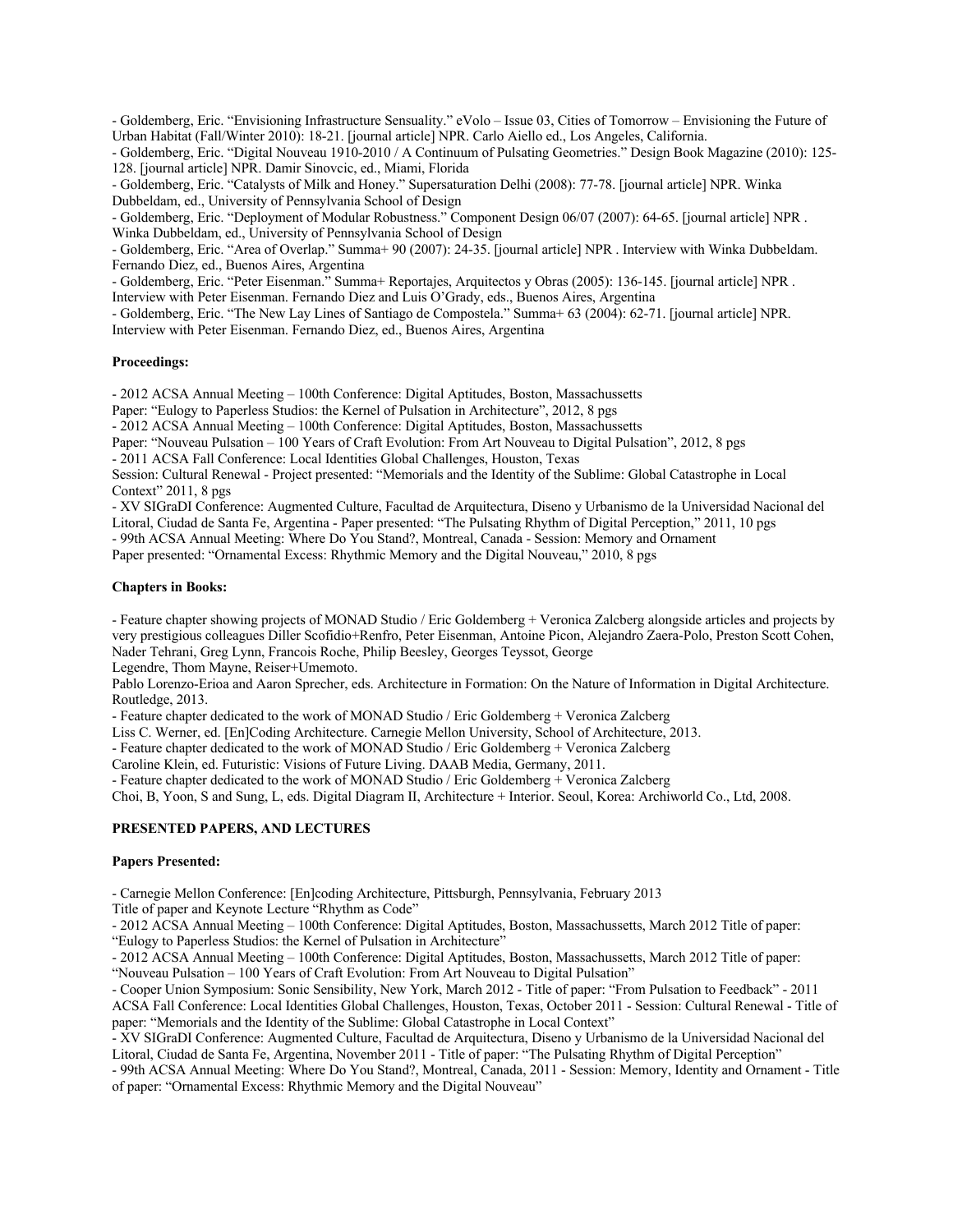- Goldemberg, Eric. "Envisioning Infrastructure Sensuality." eVolo – Issue 03, Cities of Tomorrow – Envisioning the Future of Urban Habitat (Fall/Winter 2010): 18-21. [journal article] NPR. Carlo Aiello ed., Los Angeles, California.
- Goldemberg, Eric. "Digital Nouveau 1910-2010 / A Continuum of Pulsating Geometries." Design Book Magazine (2010): 125-128. [journal article] NPR. Damir Sinovcic, ed., Miami, Florida
- Goldemberg, Eric. "Catalysts of Milk and Honey." Supersaturation Delhi (2008): 77-78. [journal article] NPR. Winka Dubbeldam, ed., University of Pennsylvania School of Design
- Goldemberg, Eric. "Deployment of Modular Robustness." Component Design 06/07 (2007): 64-65. [journal article] NPR . Winka Dubbeldam, ed., University of Pennsylvania School of Design
- Goldemberg, Eric. "Area of Overlap." Summa+ 90 (2007): 24-35. [journal article] NPR . Interview with Winka Dubbeldam. Fernando Diez, ed., Buenos Aires, Argentina
- Goldemberg, Eric. "Peter Eisenman." Summa+ Reportajes, Arquitectos y Obras (2005): 136-145. [journal article] NPR . Interview with Peter Eisenman. Fernando Diez and Luis O'Grady, eds., Buenos Aires, Argentina
- Goldemberg, Eric. "The New Lay Lines of Santiago de Compostela." Summa+ 63 (2004): 62-71. [journal article] NPR. Interview with Peter Eisenman. Fernando Diez, ed., Buenos Aires, Argentina

**Proceedings:**

- 2012 ACSA Annual Meeting – 100th Conference: Digital Aptitudes, Boston, Massachussetts
Paper: "Eulogy to Paperless Studios: the Kernel of Pulsation in Architecture", 2012, 8 pgs
- 2012 ACSA Annual Meeting – 100th Conference: Digital Aptitudes, Boston, Massachussetts
Paper: "Nouveau Pulsation – 100 Years of Craft Evolution: From Art Nouveau to Digital Pulsation", 2012, 8 pgs
- 2011 ACSA Fall Conference: Local Identities Global Challenges, Houston, Texas
Session: Cultural Renewal - Project presented: "Memorials and the Identity of the Sublime: Global Catastrophe in Local Context" 2011, 8 pgs
- XV SIGraDI Conference: Augmented Culture, Facultad de Arquitectura, Diseno y Urbanismo de la Universidad Nacional del Litoral, Ciudad de Santa Fe, Argentina - Paper presented: "The Pulsating Rhythm of Digital Perception," 2011, 10 pgs
- 99th ACSA Annual Meeting: Where Do You Stand?, Montreal, Canada - Session: Memory and Ornament
Paper presented: "Ornamental Excess: Rhythmic Memory and the Digital Nouveau," 2010, 8 pgs

**Chapters in Books:**

- Feature chapter showing projects of MONAD Studio / Eric Goldemberg + Veronica Zalcberg alongside articles and projects by very prestigious colleagues Diller Scofidio+Renfro, Peter Eisenman, Antoine Picon, Alejandro Zaera-Polo, Preston Scott Cohen, Nader Tehrani, Greg Lynn, Francois Roche, Philip Beesley, Georges Teyssot, George Legendre, Thom Mayne, Reiser+Umemoto.
Pablo Lorenzo-Erioa and Aaron Sprecher, eds. Architecture in Formation: On the Nature of Information in Digital Architecture. Routledge, 2013.
- Feature chapter dedicated to the work of MONAD Studio / Eric Goldemberg + Veronica Zalcberg
Liss C. Werner, ed. [En]Coding Architecture. Carnegie Mellon University, School of Architecture, 2013.
- Feature chapter dedicated to the work of MONAD Studio / Eric Goldemberg + Veronica Zalcberg
Caroline Klein, ed. Futuristic: Visions of Future Living. DAAB Media, Germany, 2011.
- Feature chapter dedicated to the work of MONAD Studio / Eric Goldemberg + Veronica Zalcberg
Choi, B, Yoon, S and Sung, L, eds. Digital Diagram II, Architecture + Interior. Seoul, Korea: Archiworld Co., Ltd, 2008.

## PRESENTED PAPERS, AND LECTURES

**Papers Presented:**

- Carnegie Mellon Conference: [En]coding Architecture, Pittsburgh, Pennsylvania, February 2013
Title of paper and Keynote Lecture "Rhythm as Code"
- 2012 ACSA Annual Meeting – 100th Conference: Digital Aptitudes, Boston, Massachussetts, March 2012 Title of paper: "Eulogy to Paperless Studios: the Kernel of Pulsation in Architecture"
- 2012 ACSA Annual Meeting – 100th Conference: Digital Aptitudes, Boston, Massachussetts, March 2012 Title of paper: "Nouveau Pulsation – 100 Years of Craft Evolution: From Art Nouveau to Digital Pulsation"
- Cooper Union Symposium: Sonic Sensibility, New York, March 2012 - Title of paper: "From Pulsation to Feedback" - 2011 ACSA Fall Conference: Local Identities Global Challenges, Houston, Texas, October 2011 - Session: Cultural Renewal - Title of paper: "Memorials and the Identity of the Sublime: Global Catastrophe in Local Context"
- XV SIGraDI Conference: Augmented Culture, Facultad de Arquitectura, Diseno y Urbanismo de la Universidad Nacional del Litoral, Ciudad de Santa Fe, Argentina, November 2011 - Title of paper: "The Pulsating Rhythm of Digital Perception"
- 99th ACSA Annual Meeting: Where Do You Stand?, Montreal, Canada, 2011 - Session: Memory, Identity and Ornament - Title of paper: "Ornamental Excess: Rhythmic Memory and the Digital Nouveau"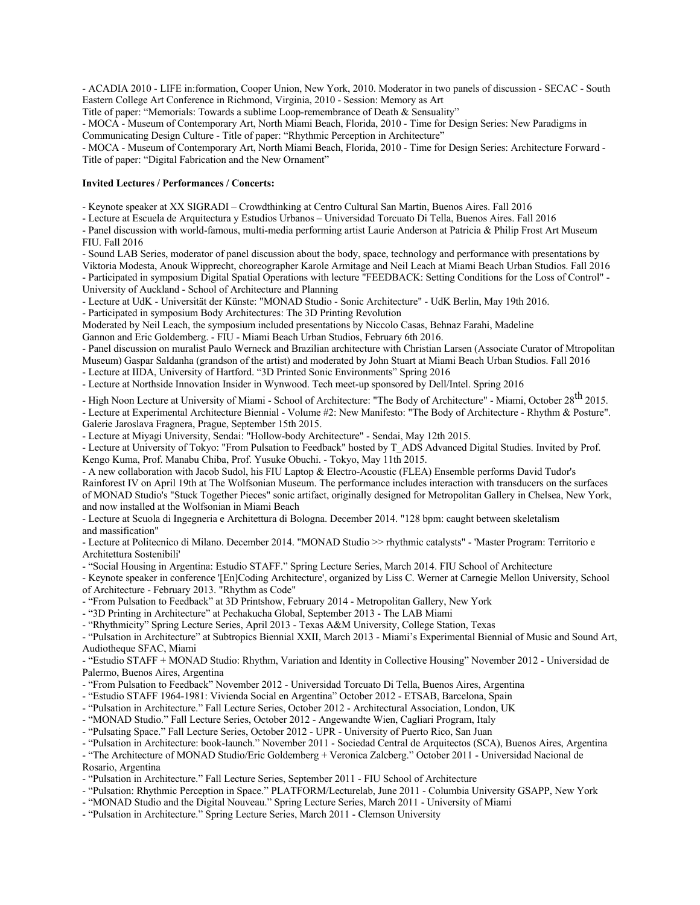- ACADIA 2010 - LIFE in:formation, Cooper Union, New York, 2010. Moderator in two panels of discussion - SECAC - South Eastern College Art Conference in Richmond, Virginia, 2010 - Session: Memory as Art
Title of paper: "Memorials: Towards a sublime Loop-remembrance of Death & Sensuality"
- MOCA - Museum of Contemporary Art, North Miami Beach, Florida, 2010 - Time for Design Series: New Paradigms in Communicating Design Culture - Title of paper: "Rhythmic Perception in Architecture"
- MOCA - Museum of Contemporary Art, North Miami Beach, Florida, 2010 - Time for Design Series: Architecture Forward - Title of paper: "Digital Fabrication and the New Ornament"

**Invited Lectures / Performances / Concerts:**

- Keynote speaker at XX SIGRADI – Crowdthinking at Centro Cultural San Martin, Buenos Aires. Fall 2016
- Lecture at Escuela de Arquitectura y Estudios Urbanos – Universidad Torcuato Di Tella, Buenos Aires. Fall 2016
- Panel discussion with world-famous, multi-media performing artist Laurie Anderson at Patricia & Philip Frost Art Museum FIU. Fall 2016
- Sound LAB Series, moderator of panel discussion about the body, space, technology and performance with presentations by Viktoria Modesta, Anouk Wipprecht, choreographer Karole Armitage and Neil Leach at Miami Beach Urban Studios. Fall 2016
- Participated in symposium Digital Spatial Operations with lecture "FEEDBACK: Setting Conditions for the Loss of Control" - University of Auckland - School of Architecture and Planning
- Lecture at UdK - Universität der Künste: "MONAD Studio - Sonic Architecture" - UdK Berlin, May 19th 2016.
- Participated in symposium Body Architectures: The 3D Printing Revolution
Moderated by Neil Leach, the symposium included presentations by Niccolo Casas, Behnaz Farahi, Madeline Gannon and Eric Goldemberg. - FIU - Miami Beach Urban Studios, February 6th 2016.
- Panel discussion on muralist Paulo Werneck and Brazilian architecture with Christian Larsen (Associate Curator of Mtropolitan Museum) Gaspar Saldanha (grandson of the artist) and moderated by John Stuart at Miami Beach Urban Studios. Fall 2016
- Lecture at IIDA, University of Hartford. "3D Printed Sonic Environments" Spring 2016
- Lecture at Northside Innovation Insider in Wynwood. Tech meet-up sponsored by Dell/Intel. Spring 2016
- High Noon Lecture at University of Miami - School of Architecture: "The Body of Architecture" - Miami, October 28th 2015.
- Lecture at Experimental Architecture Biennial - Volume #2: New Manifesto: "The Body of Architecture - Rhythm & Posture". Galerie Jaroslava Fragnera, Prague, September 15th 2015.
- Lecture at Miyagi University, Sendai: "Hollow-body Architecture" - Sendai, May 12th 2015.
- Lecture at University of Tokyo: "From Pulsation to Feedback" hosted by T_ADS Advanced Digital Studies. Invited by Prof. Kengo Kuma, Prof. Manabu Chiba, Prof. Yusuke Obuchi. - Tokyo, May 11th 2015.
- A new collaboration with Jacob Sudol, his FIU Laptop & Electro-Acoustic (FLEA) Ensemble performs David Tudor's Rainforest IV on April 19th at The Wolfsonian Museum. The performance includes interaction with transducers on the surfaces of MONAD Studio's "Stuck Together Pieces" sonic artifact, originally designed for Metropolitan Gallery in Chelsea, New York, and now installed at the Wolfsonian in Miami Beach
- Lecture at Scuola di Ingegneria e Architettura di Bologna. December 2014. "128 bpm: caught between skeletalism and massification"
- Lecture at Politecnico di Milano. December 2014. "MONAD Studio >> rhythmic catalysts" - 'Master Program: Territorio e Architettura Sostenibili'
- "Social Housing in Argentina: Estudio STAFF." Spring Lecture Series, March 2014. FIU School of Architecture
- Keynote speaker in conference '[En]Coding Architecture', organized by Liss C. Werner at Carnegie Mellon University, School of Architecture - February 2013. "Rhythm as Code"
- "From Pulsation to Feedback" at 3D Printshow, February 2014 - Metropolitan Gallery, New York
- "3D Printing in Architecture" at Pechakucha Global, September 2013 - The LAB Miami
- "Rhythmicity" Spring Lecture Series, April 2013 - Texas A&M University, College Station, Texas
- "Pulsation in Architecture" at Subtropics Biennial XXII, March 2013 - Miami's Experimental Biennial of Music and Sound Art, Audiotheque SFAC, Miami
- "Estudio STAFF + MONAD Studio: Rhythm, Variation and Identity in Collective Housing" November 2012 - Universidad de Palermo, Buenos Aires, Argentina
- "From Pulsation to Feedback" November 2012 - Universidad Torcuato Di Tella, Buenos Aires, Argentina
- "Estudio STAFF 1964-1981: Vivienda Social en Argentina" October 2012 - ETSAB, Barcelona, Spain
- "Pulsation in Architecture." Fall Lecture Series, October 2012 - Architectural Association, London, UK
- "MONAD Studio." Fall Lecture Series, October 2012 - Angewandte Wien, Cagliari Program, Italy
- "Pulsating Space." Fall Lecture Series, October 2012 - UPR - University of Puerto Rico, San Juan
- "Pulsation in Architecture: book-launch." November 2011 - Sociedad Central de Arquitectos (SCA), Buenos Aires, Argentina
- "The Architecture of MONAD Studio/Eric Goldemberg + Veronica Zalcberg." October 2011 - Universidad Nacional de Rosario, Argentina
- "Pulsation in Architecture." Fall Lecture Series, September 2011 - FIU School of Architecture
- "Pulsation: Rhythmic Perception in Space." PLATFORM/Lecturelab, June 2011 - Columbia University GSAPP, New York
- "MONAD Studio and the Digital Nouveau." Spring Lecture Series, March 2011 - University of Miami
- "Pulsation in Architecture." Spring Lecture Series, March 2011 - Clemson University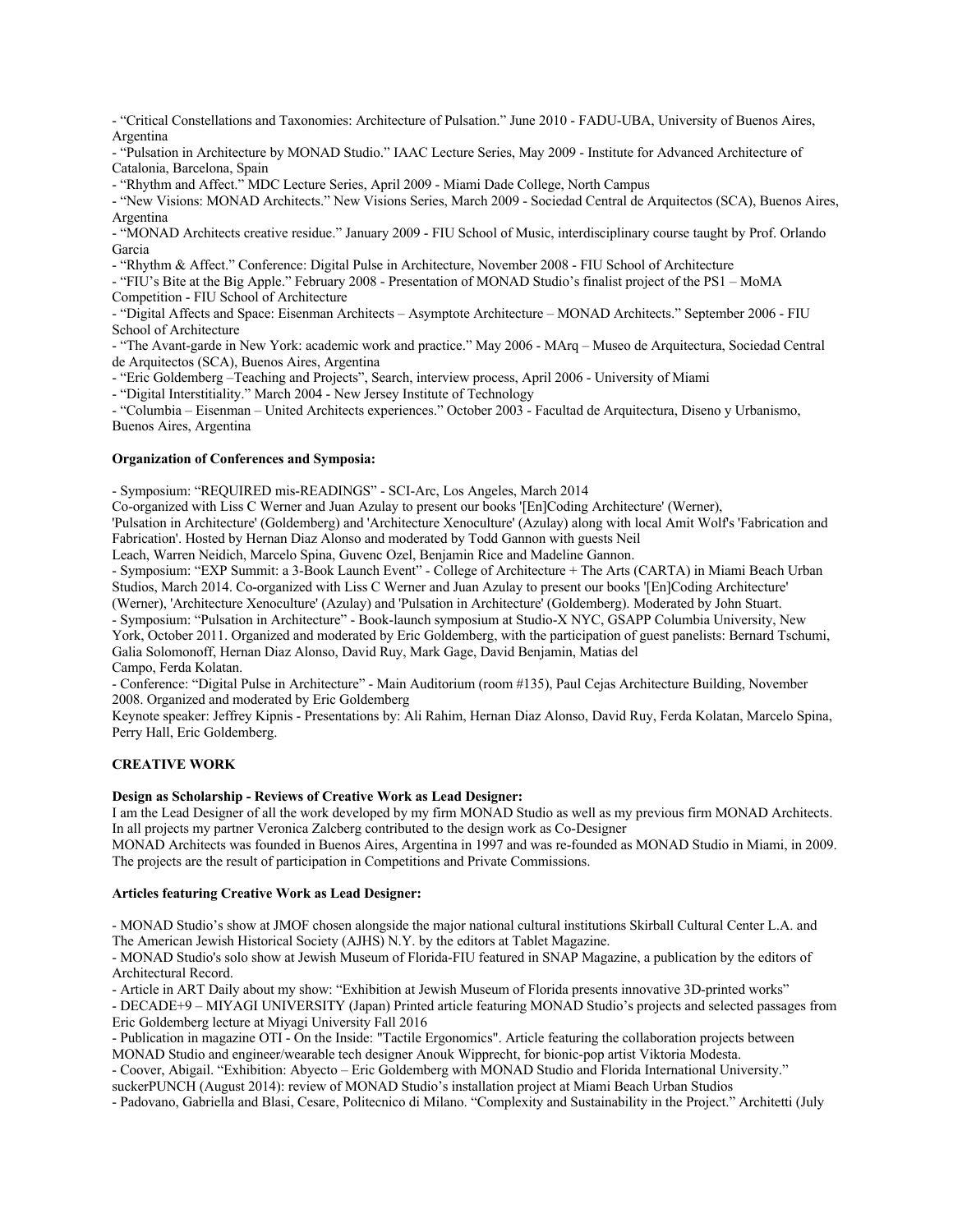- "Critical Constellations and Taxonomies: Architecture of Pulsation." June 2010 - FADU-UBA, University of Buenos Aires, Argentina
- "Pulsation in Architecture by MONAD Studio." IAAC Lecture Series, May 2009 - Institute for Advanced Architecture of Catalonia, Barcelona, Spain
- "Rhythm and Affect." MDC Lecture Series, April 2009 - Miami Dade College, North Campus
- "New Visions: MONAD Architects." New Visions Series, March 2009 - Sociedad Central de Arquitectos (SCA), Buenos Aires, Argentina
- "MONAD Architects creative residue." January 2009 - FIU School of Music, interdisciplinary course taught by Prof. Orlando Garcia
- "Rhythm & Affect." Conference: Digital Pulse in Architecture, November 2008 - FIU School of Architecture
- "FIU's Bite at the Big Apple." February 2008 - Presentation of MONAD Studio's finalist project of the PS1 – MoMA Competition - FIU School of Architecture
- "Digital Affects and Space: Eisenman Architects – Asymptote Architecture – MONAD Architects." September 2006 - FIU School of Architecture
- "The Avant-garde in New York: academic work and practice." May 2006 - MArq – Museo de Arquitectura, Sociedad Central de Arquitectos (SCA), Buenos Aires, Argentina
- "Eric Goldemberg –Teaching and Projects", Search, interview process, April 2006 - University of Miami
- "Digital Interstitiality." March 2004 - New Jersey Institute of Technology
- "Columbia – Eisenman – United Architects experiences." October 2003 - Facultad de Arquitectura, Diseno y Urbanismo, Buenos Aires, Argentina

**Organization of Conferences and Symposia:**

- Symposium: "REQUIRED mis-READINGS" - SCI-Arc, Los Angeles, March 2014
Co-organized with Liss C Werner and Juan Azulay to present our books '[En]Coding Architecture' (Werner), 'Pulsation in Architecture' (Goldemberg) and 'Architecture Xenoculture' (Azulay) along with local Amit Wolf's 'Fabrication and Fabrication'. Hosted by Hernan Diaz Alonso and moderated by Todd Gannon with guests Neil Leach, Warren Neidich, Marcelo Spina, Guvenc Ozel, Benjamin Rice and Madeline Gannon.
- Symposium: "EXP Summit: a 3-Book Launch Event" - College of Architecture + The Arts (CARTA) in Miami Beach Urban Studios, March 2014. Co-organized with Liss C Werner and Juan Azulay to present our books '[En]Coding Architecture' (Werner), 'Architecture Xenoculture' (Azulay) and 'Pulsation in Architecture' (Goldemberg). Moderated by John Stuart.
- Symposium: "Pulsation in Architecture" - Book-launch symposium at Studio-X NYC, GSAPP Columbia University, New York, October 2011. Organized and moderated by Eric Goldemberg, with the participation of guest panelists: Bernard Tschumi, Galia Solomonoff, Hernan Diaz Alonso, David Ruy, Mark Gage, David Benjamin, Matias del Campo, Ferda Kolatan.
- Conference: "Digital Pulse in Architecture" - Main Auditorium (room #135), Paul Cejas Architecture Building, November 2008. Organized and moderated by Eric Goldemberg
Keynote speaker: Jeffrey Kipnis - Presentations by: Ali Rahim, Hernan Diaz Alonso, David Ruy, Ferda Kolatan, Marcelo Spina, Perry Hall, Eric Goldemberg.

**CREATIVE WORK**

**Design as Scholarship - Reviews of Creative Work as Lead Designer:**

I am the Lead Designer of all the work developed by my firm MONAD Studio as well as my previous firm MONAD Architects. In all projects my partner Veronica Zalcberg contributed to the design work as Co-Designer
MONAD Architects was founded in Buenos Aires, Argentina in 1997 and was re-founded as MONAD Studio in Miami, in 2009. The projects are the result of participation in Competitions and Private Commissions.

**Articles featuring Creative Work as Lead Designer:**

- MONAD Studio's show at JMOF chosen alongside the major national cultural institutions Skirball Cultural Center L.A. and The American Jewish Historical Society (AJHS) N.Y. by the editors at Tablet Magazine.
- MONAD Studio's solo show at Jewish Museum of Florida-FIU featured in SNAP Magazine, a publication by the editors of Architectural Record.
- Article in ART Daily about my show: "Exhibition at Jewish Museum of Florida presents innovative 3D-printed works"
- DECADE+9 – MIYAGI UNIVERSITY (Japan) Printed article featuring MONAD Studio's projects and selected passages from Eric Goldemberg lecture at Miyagi University Fall 2016
- Publication in magazine OTI - On the Inside: "Tactile Ergonomics". Article featuring the collaboration projects between MONAD Studio and engineer/wearable tech designer Anouk Wipprecht, for bionic-pop artist Viktoria Modesta.
- Coover, Abigail. "Exhibition: Abyecto – Eric Goldemberg with MONAD Studio and Florida International University." suckerPUNCH (August 2014): review of MONAD Studio's installation project at Miami Beach Urban Studios
- Padovano, Gabriella and Blasi, Cesare, Politecnico di Milano. "Complexity and Sustainability in the Project." Architetti (July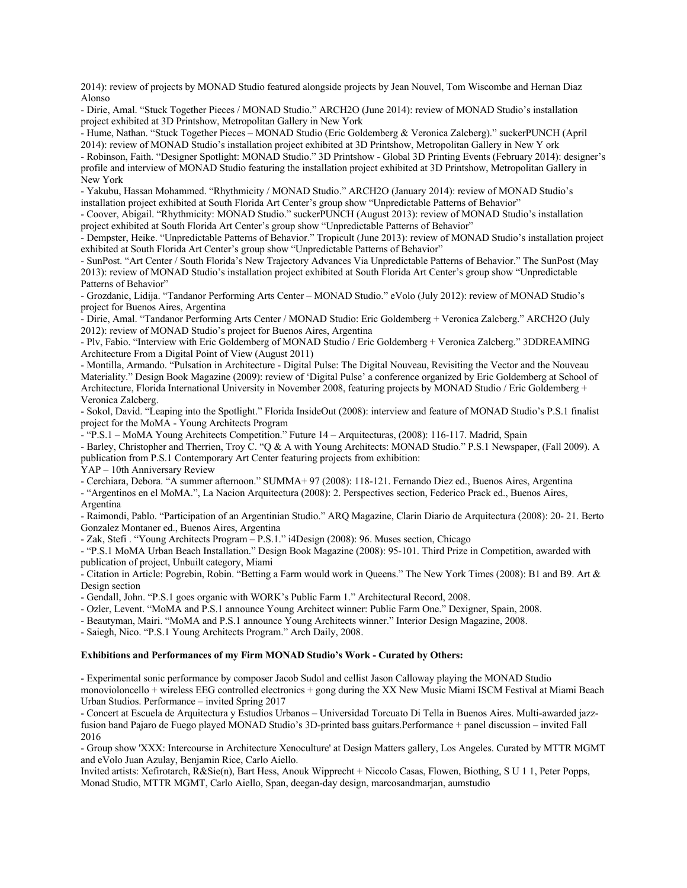2014): review of projects by MONAD Studio featured alongside projects by Jean Nouvel, Tom Wiscombe and Hernan Diaz Alonso

- Dirie, Amal. "Stuck Together Pieces / MONAD Studio." ARCH2O (June 2014): review of MONAD Studio's installation project exhibited at 3D Printshow, Metropolitan Gallery in New York
- Hume, Nathan. "Stuck Together Pieces – MONAD Studio (Eric Goldemberg & Veronica Zalcberg)." suckerPUNCH (April 2014): review of MONAD Studio's installation project exhibited at 3D Printshow, Metropolitan Gallery in New Y ork
- Robinson, Faith. "Designer Spotlight: MONAD Studio." 3D Printshow - Global 3D Printing Events (February 2014): designer's profile and interview of MONAD Studio featuring the installation project exhibited at 3D Printshow, Metropolitan Gallery in New York
- Yakubu, Hassan Mohammed. "Rhythmicity / MONAD Studio." ARCH2O (January 2014): review of MONAD Studio's installation project exhibited at South Florida Art Center's group show "Unpredictable Patterns of Behavior"
- Coover, Abigail. "Rhythmicity: MONAD Studio." suckerPUNCH (August 2013): review of MONAD Studio's installation project exhibited at South Florida Art Center's group show "Unpredictable Patterns of Behavior"
- Dempster, Heike. "Unpredictable Patterns of Behavior." Tropicult (June 2013): review of MONAD Studio's installation project exhibited at South Florida Art Center's group show "Unpredictable Patterns of Behavior"
- SunPost. "Art Center / South Florida's New Trajectory Advances Via Unpredictable Patterns of Behavior." The SunPost (May 2013): review of MONAD Studio's installation project exhibited at South Florida Art Center's group show "Unpredictable Patterns of Behavior"
- Grozdanic, Lidija. "Tandanor Performing Arts Center – MONAD Studio." eVolo (July 2012): review of MONAD Studio's project for Buenos Aires, Argentina
- Dirie, Amal. "Tandanor Performing Arts Center / MONAD Studio: Eric Goldemberg + Veronica Zalcberg." ARCH2O (July 2012): review of MONAD Studio's project for Buenos Aires, Argentina
- Plv, Fabio. "Interview with Eric Goldemberg of MONAD Studio / Eric Goldemberg + Veronica Zalcberg." 3DDREAMING Architecture From a Digital Point of View (August 2011)
- Montilla, Armando. "Pulsation in Architecture - Digital Pulse: The Digital Nouveau, Revisiting the Vector and the Nouveau Materiality." Design Book Magazine (2009): review of 'Digital Pulse' a conference organized by Eric Goldemberg at School of Architecture, Florida International University in November 2008, featuring projects by MONAD Studio / Eric Goldemberg + Veronica Zalcberg.
- Sokol, David. "Leaping into the Spotlight." Florida InsideOut (2008): interview and feature of MONAD Studio's P.S.1 finalist project for the MoMA - Young Architects Program
- "P.S.1 – MoMA Young Architects Competition." Future 14 – Arquitecturas, (2008): 116-117. Madrid, Spain
- Barley, Christopher and Therrien, Troy C. "Q & A with Young Architects: MONAD Studio." P.S.1 Newspaper, (Fall 2009). A publication from P.S.1 Contemporary Art Center featuring projects from exhibition:
YAP – 10th Anniversary Review
- Cerchiara, Debora. "A summer afternoon." SUMMA+ 97 (2008): 118-121. Fernando Diez ed., Buenos Aires, Argentina
- "Argentinos en el MoMA.", La Nacion Arquitectura (2008): 2. Perspectives section, Federico Prack ed., Buenos Aires, Argentina
- Raimondi, Pablo. "Participation of an Argentinian Studio." ARQ Magazine, Clarin Diario de Arquitectura (2008): 20- 21. Berto Gonzalez Montaner ed., Buenos Aires, Argentina
- Zak, Stefi . "Young Architects Program – P.S.1." i4Design (2008): 96. Muses section, Chicago
- "P.S.1 MoMA Urban Beach Installation." Design Book Magazine (2008): 95-101. Third Prize in Competition, awarded with publication of project, Unbuilt category, Miami
- Citation in Article: Pogrebin, Robin. "Betting a Farm would work in Queens." The New York Times (2008): B1 and B9. Art & Design section
- Gendall, John. "P.S.1 goes organic with WORK's Public Farm 1." Architectural Record, 2008.
- Ozler, Levent. "MoMA and P.S.1 announce Young Architect winner: Public Farm One." Dexigner, Spain, 2008.
- Beautyman, Mairi. "MoMA and P.S.1 announce Young Architects winner." Interior Design Magazine, 2008.
- Saiegh, Nico. "P.S.1 Young Architects Program." Arch Daily, 2008.

**Exhibitions and Performances of my Firm MONAD Studio's Work - Curated by Others:**

- Experimental sonic performance by composer Jacob Sudol and cellist Jason Calloway playing the MONAD Studio monovioloncello + wireless EEG controlled electronics + gong during the XX New Music Miami ISCM Festival at Miami Beach Urban Studios. Performance – invited Spring 2017
- Concert at Escuela de Arquitectura y Estudios Urbanos – Universidad Torcuato Di Tella in Buenos Aires. Multi-awarded jazz-fusion band Pajaro de Fuego played MONAD Studio's 3D-printed bass guitars.Performance + panel discussion – invited Fall 2016
- Group show 'XXX: Intercourse in Architecture Xenoculture' at Design Matters gallery, Los Angeles. Curated by MTTR MGMT and eVolo Juan Azulay, Benjamin Rice, Carlo Aiello.
Invited artists: Xefirotarch, R&Sie(n), Bart Hess, Anouk Wipprecht + Niccolo Casas, Flowen, Biothing, S U 1 1, Peter Popps, Monad Studio, MTTR MGMT, Carlo Aiello, Span, deegan-day design, marcosandmarjan, aumstudio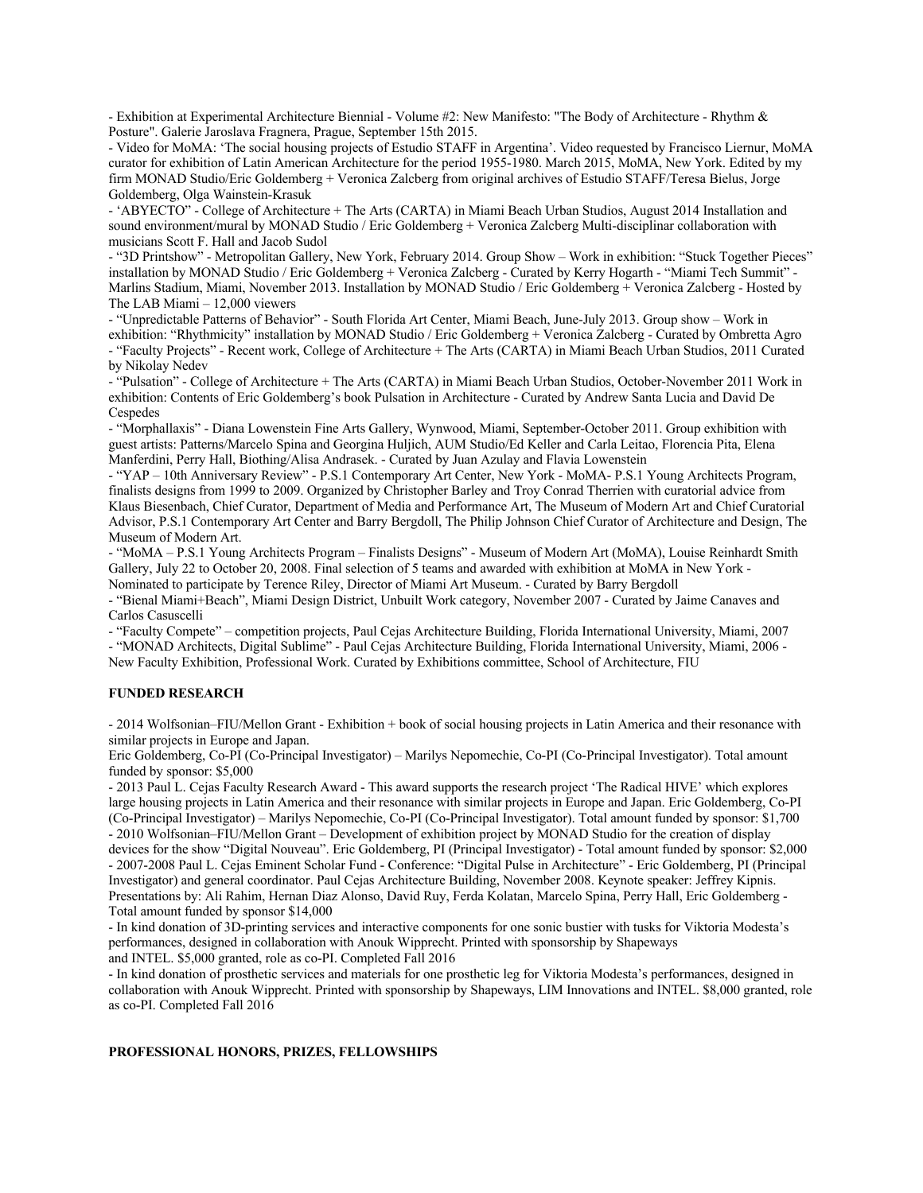- Exhibition at Experimental Architecture Biennial - Volume #2: New Manifesto: "The Body of Architecture - Rhythm & Posture". Galerie Jaroslava Fragnera, Prague, September 15th 2015.
- Video for MoMA: 'The social housing projects of Estudio STAFF in Argentina'. Video requested by Francisco Liernur, MoMA curator for exhibition of Latin American Architecture for the period 1955-1980. March 2015, MoMA, New York. Edited by my firm MONAD Studio/Eric Goldemberg + Veronica Zalcberg from original archives of Estudio STAFF/Teresa Bielus, Jorge Goldemberg, Olga Wainstein-Krasuk
- 'ABYECTO" - College of Architecture + The Arts (CARTA) in Miami Beach Urban Studios, August 2014 Installation and sound environment/mural by MONAD Studio / Eric Goldemberg + Veronica Zalcberg Multi-disciplinar collaboration with musicians Scott F. Hall and Jacob Sudol
- "3D Printshow" - Metropolitan Gallery, New York, February 2014. Group Show – Work in exhibition: "Stuck Together Pieces" installation by MONAD Studio / Eric Goldemberg + Veronica Zalcberg - Curated by Kerry Hogarth - "Miami Tech Summit" - Marlins Stadium, Miami, November 2013. Installation by MONAD Studio / Eric Goldemberg + Veronica Zalcberg - Hosted by The LAB Miami – 12,000 viewers
- "Unpredictable Patterns of Behavior" - South Florida Art Center, Miami Beach, June-July 2013. Group show – Work in exhibition: "Rhythmicity" installation by MONAD Studio / Eric Goldemberg + Veronica Zalcberg - Curated by Ombretta Agro
- "Faculty Projects" - Recent work, College of Architecture + The Arts (CARTA) in Miami Beach Urban Studios, 2011 Curated by Nikolay Nedev
- "Pulsation" - College of Architecture + The Arts (CARTA) in Miami Beach Urban Studios, October-November 2011 Work in exhibition: Contents of Eric Goldemberg's book Pulsation in Architecture - Curated by Andrew Santa Lucia and David De Cespedes
- "Morphallaxis" - Diana Lowenstein Fine Arts Gallery, Wynwood, Miami, September-October 2011. Group exhibition with guest artists: Patterns/Marcelo Spina and Georgina Huljich, AUM Studio/Ed Keller and Carla Leitao, Florencia Pita, Elena Manferdini, Perry Hall, Biothing/Alisa Andrasek. - Curated by Juan Azulay and Flavia Lowenstein
- "YAP – 10th Anniversary Review" - P.S.1 Contemporary Art Center, New York - MoMA- P.S.1 Young Architects Program, finalists designs from 1999 to 2009. Organized by Christopher Barley and Troy Conrad Therrien with curatorial advice from Klaus Biesenbach, Chief Curator, Department of Media and Performance Art, The Museum of Modern Art and Chief Curatorial Advisor, P.S.1 Contemporary Art Center and Barry Bergdoll, The Philip Johnson Chief Curator of Architecture and Design, The Museum of Modern Art.
- "MoMA – P.S.1 Young Architects Program – Finalists Designs" - Museum of Modern Art (MoMA), Louise Reinhardt Smith Gallery, July 22 to October 20, 2008. Final selection of 5 teams and awarded with exhibition at MoMA in New York - Nominated to participate by Terence Riley, Director of Miami Art Museum. - Curated by Barry Bergdoll
- "Bienal Miami+Beach", Miami Design District, Unbuilt Work category, November 2007 - Curated by Jaime Canaves and Carlos Casuscelli
- "Faculty Compete" – competition projects, Paul Cejas Architecture Building, Florida International University, Miami, 2007
- "MONAD Architects, Digital Sublime" - Paul Cejas Architecture Building, Florida International University, Miami, 2006 - New Faculty Exhibition, Professional Work. Curated by Exhibitions committee, School of Architecture, FIU

**FUNDED RESEARCH**

- 2014 Wolfsonian–FIU/Mellon Grant - Exhibition + book of social housing projects in Latin America and their resonance with similar projects in Europe and Japan.
Eric Goldemberg, Co-PI (Co-Principal Investigator) – Marilys Nepomechie, Co-PI (Co-Principal Investigator). Total amount funded by sponsor: $5,000
- 2013 Paul L. Cejas Faculty Research Award - This award supports the research project 'The Radical HIVE' which explores large housing projects in Latin America and their resonance with similar projects in Europe and Japan. Eric Goldemberg, Co-PI (Co-Principal Investigator) – Marilys Nepomechie, Co-PI (Co-Principal Investigator). Total amount funded by sponsor: $1,700
- 2010 Wolfsonian–FIU/Mellon Grant – Development of exhibition project by MONAD Studio for the creation of display devices for the show "Digital Nouveau". Eric Goldemberg, PI (Principal Investigator) - Total amount funded by sponsor: $2,000
- 2007-2008 Paul L. Cejas Eminent Scholar Fund - Conference: "Digital Pulse in Architecture" - Eric Goldemberg, PI (Principal Investigator) and general coordinator. Paul Cejas Architecture Building, November 2008. Keynote speaker: Jeffrey Kipnis. Presentations by: Ali Rahim, Hernan Diaz Alonso, David Ruy, Ferda Kolatan, Marcelo Spina, Perry Hall, Eric Goldemberg - Total amount funded by sponsor $14,000
- In kind donation of 3D-printing services and interactive components for one sonic bustier with tusks for Viktoria Modesta's performances, designed in collaboration with Anouk Wipprecht. Printed with sponsorship by Shapeways and INTEL. $5,000 granted, role as co-PI. Completed Fall 2016
- In kind donation of prosthetic services and materials for one prosthetic leg for Viktoria Modesta's performances, designed in collaboration with Anouk Wipprecht. Printed with sponsorship by Shapeways, LIM Innovations and INTEL. $8,000 granted, role as co-PI. Completed Fall 2016

**PROFESSIONAL HONORS, PRIZES, FELLOWSHIPS**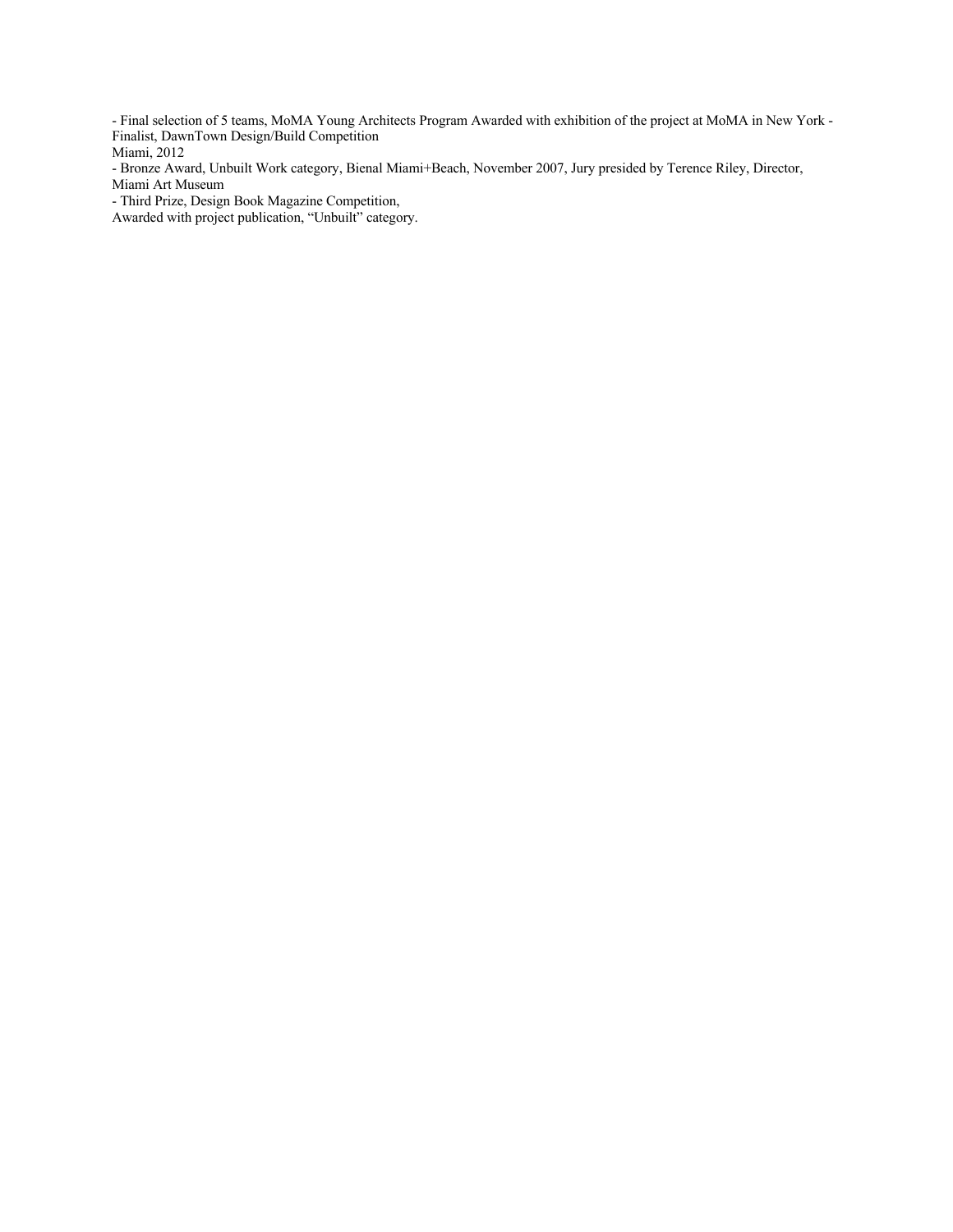- Final selection of 5 teams, MoMA Young Architects Program Awarded with exhibition of the project at MoMA in New York - Finalist, DawnTown Design/Build Competition
Miami, 2012
- Bronze Award, Unbuilt Work category, Bienal Miami+Beach, November 2007, Jury presided by Terence Riley, Director, Miami Art Museum
- Third Prize, Design Book Magazine Competition,
Awarded with project publication, "Unbuilt" category.